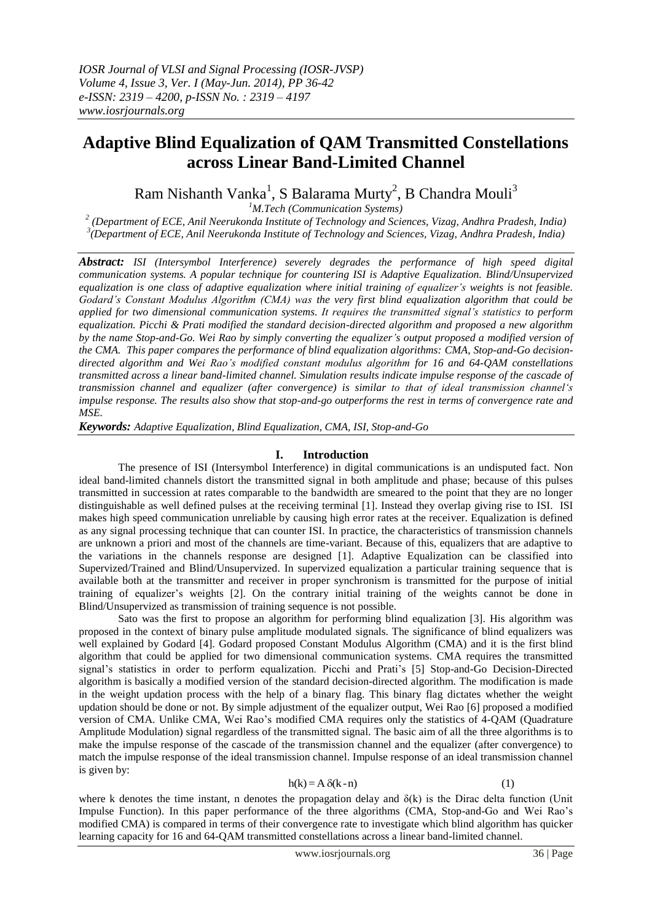# Adaptive Blind Equalization of QAM Transmitted Constellations across Linear Band-Limited Channel

Ram Nishanth Vanka[1], S Balarama Murty[2], B Chandra Mouli[3]

[1]*M.Tech (Communication Systems)*

[2]*(Department of ECE, Anil Neerukonda Institute of Technology and Sciences, Vizag, Andhra Pradesh, India)*

[3]*(Department of ECE, Anil Neerukonda Institute of Technology and Sciences, Vizag, Andhra Pradesh, India)*

***Abstract:*** *ISI (Intersymbol Interference) severely degrades the performance of high speed digital communication systems. A popular technique for countering ISI is Adaptive Equalization. Blind/Unsupervized equalization is one class of adaptive equalization where initial training of equalizer's weights is not feasible. Godard's Constant Modulus Algorithm (CMA) was the very first blind equalization algorithm that could be applied for two dimensional communication systems. It requires the transmitted signal's statistics to perform equalization. Picchi & Prati modified the standard decision-directed algorithm and proposed a new algorithm by the name Stop-and-Go. Wei Rao by simply converting the equalizer's output proposed a modified version of the CMA. This paper compares the performance of blind equalization algorithms: CMA, Stop-and-Go decision-directed algorithm and Wei Rao's modified constant modulus algorithm for 16 and 64-QAM constellations transmitted across a linear band-limited channel. Simulation results indicate impulse response of the cascade of transmission channel and equalizer (after convergence) is similar to that of ideal transmission channel's impulse response. The results also show that stop-and-go outperforms the rest in terms of convergence rate and MSE.*

***Keywords:*** *Adaptive Equalization, Blind Equalization, CMA, ISI, Stop-and-Go*

## I. Introduction

The presence of ISI (Intersymbol Interference) in digital communications is an undisputed fact. Non ideal band-limited channels distort the transmitted signal in both amplitude and phase; because of this pulses transmitted in succession at rates comparable to the bandwidth are smeared to the point that they are no longer distinguishable as well defined pulses at the receiving terminal [1]. Instead they overlap giving rise to ISI. ISI makes high speed communication unreliable by causing high error rates at the receiver. Equalization is defined as any signal processing technique that can counter ISI. In practice, the characteristics of transmission channels are unknown a priori and most of the channels are time-variant. Because of this, equalizers that are adaptive to the variations in the channels response are designed [1]. Adaptive Equalization can be classified into Supervized/Trained and Blind/Unsupervized. In supervized equalization a particular training sequence that is available both at the transmitter and receiver in proper synchronism is transmitted for the purpose of initial training of equalizer's weights [2]. On the contrary initial training of the weights cannot be done in Blind/Unsupervized as transmission of training sequence is not possible.

Sato was the first to propose an algorithm for performing blind equalization [3]. His algorithm was proposed in the context of binary pulse amplitude modulated signals. The significance of blind equalizers was well explained by Godard [4]. Godard proposed Constant Modulus Algorithm (CMA) and it is the first blind algorithm that could be applied for two dimensional communication systems. CMA requires the transmitted signal's statistics in order to perform equalization. Picchi and Prati's [5] Stop-and-Go Decision-Directed algorithm is basically a modified version of the standard decision-directed algorithm. The modification is made in the weight updation process with the help of a binary flag. This binary flag dictates whether the weight updation should be done or not. By simple adjustment of the equalizer output, Wei Rao [6] proposed a modified version of CMA. Unlike CMA, Wei Rao's modified CMA requires only the statistics of 4-QAM (Quadrature Amplitude Modulation) signal regardless of the transmitted signal. The basic aim of all the three algorithms is to make the impulse response of the cascade of the transmission channel and the equalizer (after convergence) to match the impulse response of the ideal transmission channel. Impulse response of an ideal transmission channel is given by:

$$h(k) = A\,\delta(k-n) \tag{1}$$

where k denotes the time instant, n denotes the propagation delay and $\delta(k)$ is the Dirac delta function (Unit Impulse Function). In this paper performance of the three algorithms (CMA, Stop-and-Go and Wei Rao's modified CMA) is compared in terms of their convergence rate to investigate which blind algorithm has quicker learning capacity for 16 and 64-QAM transmitted constellations across a linear band-limited channel.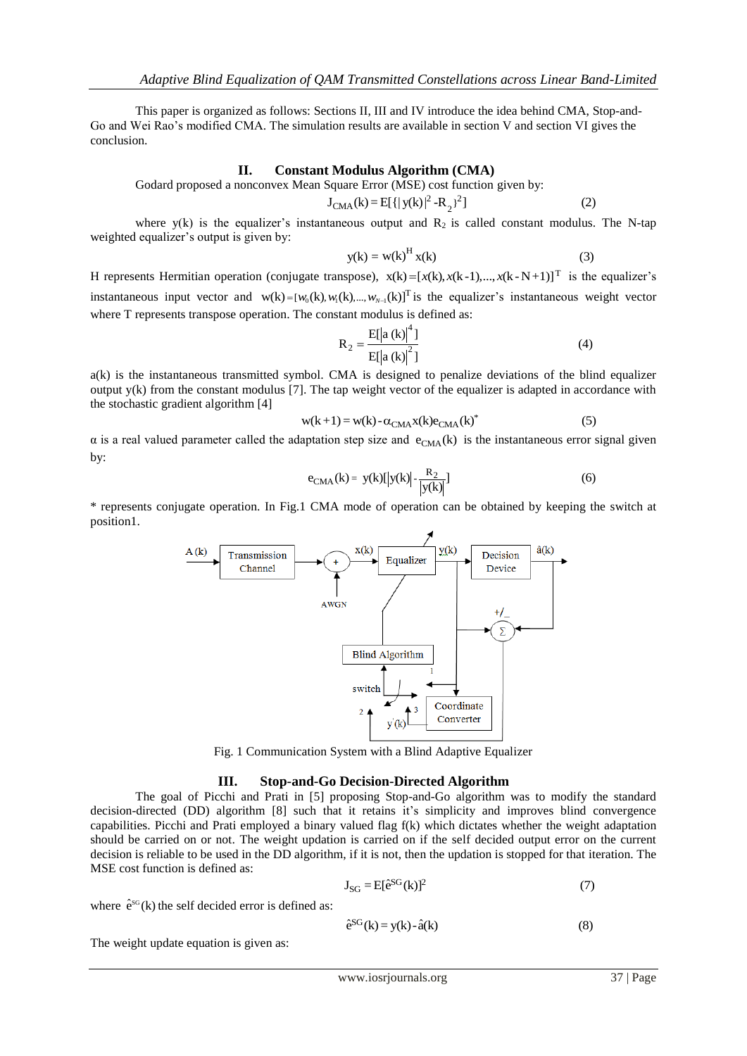This paper is organized as follows: Sections II, III and IV introduce the idea behind CMA, Stop-and-Go and Wei Rao's modified CMA. The simulation results are available in section V and section VI gives the conclusion.

## II. Constant Modulus Algorithm (CMA)

Godard proposed a nonconvex Mean Square Error (MSE) cost function given by:

$$J_{CMA}(k) = E[\{|y(k)|^2 - R_2\}^2] \tag{2}$$

where $y(k)$ is the equalizer's instantaneous output and $R_2$ is called constant modulus. The N-tap weighted equalizer's output is given by:

$$y(k) = w(k)^H x(k) \tag{3}$$

H represents Hermitian operation (conjugate transpose), $x(k) = [x(k), x(k-1), ..., x(k-N+1)]^T$ is the equalizer's instantaneous input vector and $w(k) = [w_0(k), w_1(k), ..., w_{N-1}(k)]^T$ is the equalizer's instantaneous weight vector where T represents transpose operation. The constant modulus is defined as:

$$R_2 = \frac{E[|a(k)|^4]}{E[|a(k)|^2]} \tag{4}$$

a(k) is the instantaneous transmitted symbol. CMA is designed to penalize deviations of the blind equalizer output y(k) from the constant modulus [7]. The tap weight vector of the equalizer is adapted in accordance with the stochastic gradient algorithm [4]

$$w(k+1) = w(k) - \alpha_{CMA} x(k) e_{CMA}(k)^* \tag{5}$$

$\alpha$ is a real valued parameter called the adaptation step size and $e_{CMA}(k)$ is the instantaneous error signal given by:

$$e_{CMA}(k) = y(k)[|y(k)| - \frac{R_2}{|y(k)|}] \tag{6}$$

* represents conjugate operation. In Fig.1 CMA mode of operation can be obtained by keeping the switch at position1.

Fig. 1 Communication System with a Blind Adaptive Equalizer

## III. Stop-and-Go Decision-Directed Algorithm

The goal of Picchi and Prati in [5] proposing Stop-and-Go algorithm was to modify the standard decision-directed (DD) algorithm [8] such that it retains it's simplicity and improves blind convergence capabilities. Picchi and Prati employed a binary valued flag f(k) which dictates whether the weight adaptation should be carried on or not. The weight updation is carried on if the self decided output error on the current decision is reliable to be used in the DD algorithm, if it is not, then the updation is stopped for that iteration. The MSE cost function is defined as:

$$J_{SG} = E[\hat{e}^{SG}(k)]^2 \tag{7}$$

where $\hat{e}^{SG}(k)$ the self decided error is defined as:

$$\hat{e}^{SG}(k) = y(k) - \hat{a}(k) \tag{8}$$

The weight update equation is given as: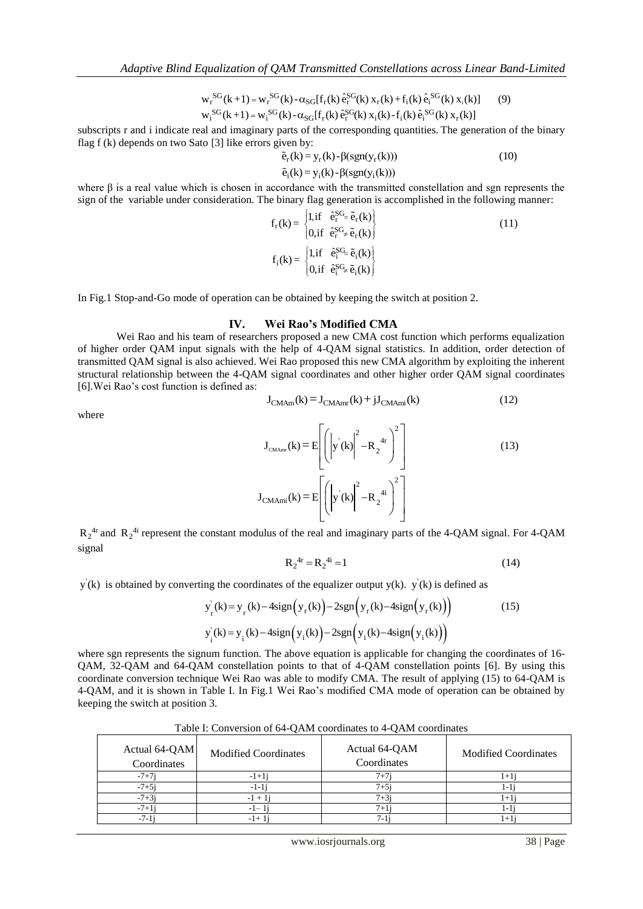$$w_r^{SG}(k+1) = w_r^{SG}(k) - \alpha_{SG}[f_r(k)\,\hat{e}_r^{SG}(k)\,x_r(k) + f_i(k)\,\hat{e}_i^{SG}(k)\,x_i(k)] \quad (9)$$
$$w_i^{SG}(k+1) = w_i^{SG}(k) - \alpha_{SG}[f_r(k)\,\hat{e}_r^{SG}(k)\,x_i(k) - f_i(k)\,\hat{e}_i^{SG}(k)\,x_r(k)]$$

subscripts r and i indicate real and imaginary parts of the corresponding quantities. The generation of the binary flag f (k) depends on two Sato [3] like errors given by:

$$\tilde{e}_r(k) = y_r(k) - \beta(\mathrm{sgn}(y_r(k))) \quad (10)$$
$$\tilde{e}_i(k) = y_i(k) - \beta(\mathrm{sgn}(y_i(k)))$$

where β is a real value which is chosen in accordance with the transmitted constellation and sgn represents the sign of the variable under consideration. The binary flag generation is accomplished in the following manner:

$$f_r(k) = \begin{cases} 1, \text{if} & \hat{e}_r^{SG} = \tilde{e}_r(k) \\ 0, \text{if} & \hat{e}_r^{SG} \neq \tilde{e}_r(k) \end{cases} \quad (11)$$

$$f_i(k) = \begin{cases} 1, \text{if} & \hat{e}_i^{SG} = \tilde{e}_i(k) \\ 0, \text{if} & \hat{e}_i^{SG} \neq \tilde{e}_i(k) \end{cases}$$

In Fig.1 Stop-and-Go mode of operation can be obtained by keeping the switch at position 2.

## IV. Wei Rao's Modified CMA

Wei Rao and his team of researchers proposed a new CMA cost function which performs equalization of higher order QAM input signals with the help of 4-QAM signal statistics. In addition, order detection of transmitted QAM signal is also achieved. Wei Rao proposed this new CMA algorithm by exploiting the inherent structural relationship between the 4-QAM signal coordinates and other higher order QAM signal coordinates [6].Wei Rao's cost function is defined as:

$$J_{CMAm}(k) = J_{CMAmr}(k) + jJ_{CMAmi}(k) \quad (12)$$

where

$$J_{CMAmr}(k) = E\left[\left(\left|y'(k)\right|^2 - R_2^{4r}\right)^2\right] \quad (13)$$

$$J_{CMAmi}(k) = E\left[\left(\left|y'(k)\right|^2 - R_2^{4i}\right)^2\right]$$

$R_2^{4r}$ and $R_2^{4i}$ represent the constant modulus of the real and imaginary parts of the 4-QAM signal. For 4-QAM signal

$$R_2^{4r} = R_2^{4i} = 1 \quad (14)$$

$y'(k)$ is obtained by converting the coordinates of the equalizer output y(k). $y'(k)$ is defined as

$$y_r'(k) = y_r(k) - 4\mathrm{sign}\left(y_r(k)\right) - 2\mathrm{sgn}\left(y_r(k) - 4\mathrm{sign}\left(y_r(k)\right)\right) \quad (15)$$
$$y_i'(k) = y_i(k) - 4\mathrm{sign}\left(y_i(k)\right) - 2\mathrm{sgn}\left(y_i(k) - 4\mathrm{sign}\left(y_i(k)\right)\right)$$

where sgn represents the signum function. The above equation is applicable for changing the coordinates of 16-QAM, 32-QAM and 64-QAM constellation points to that of 4-QAM constellation points [6]. By using this coordinate conversion technique Wei Rao was able to modify CMA. The result of applying (15) to 64-QAM is 4-QAM, and it is shown in Table I. In Fig.1 Wei Rao's modified CMA mode of operation can be obtained by keeping the switch at position 3.

Table I: Conversion of 64-QAM coordinates to 4-QAM coordinates

| Actual 64-QAM Coordinates | Modified Coordinates | Actual 64-QAM Coordinates | Modified Coordinates |
|---|---|---|---|
| -7+7j | -1+1j | 7+7j | 1+1j |
| -7+5j | -1-1j | 7+5j | 1-1j |
| -7+3j | -1 + 1j | 7+3j | 1+1j |
| -7+1j | -1– 1j | 7+1j | 1-1j |
| -7-1j | -1+ 1j | 7-1j | 1+1j |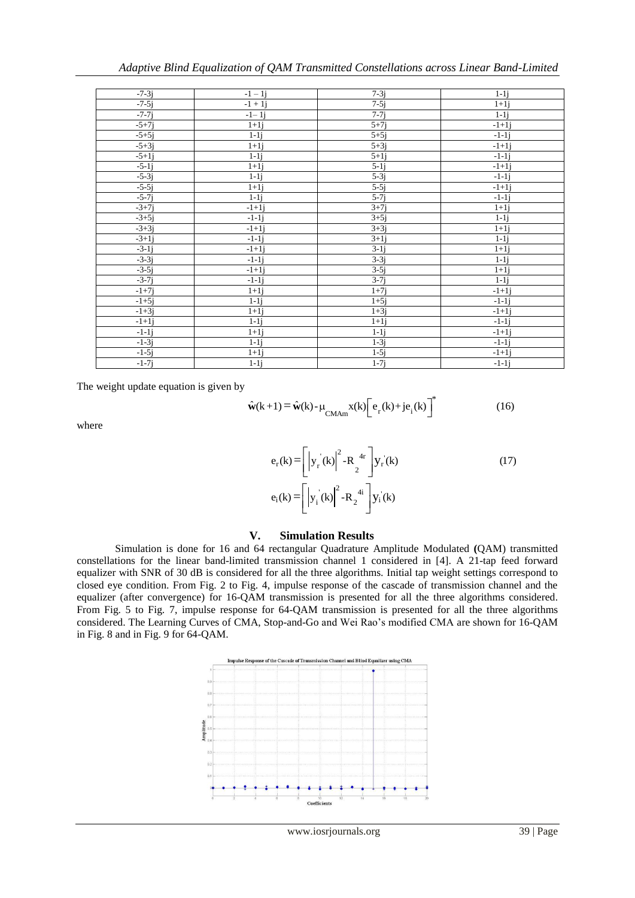| -7-3j | -1 – 1j | 7-3j | 1-1j |
| --- | --- | --- | --- |
| -7-5j | -1 + 1j | 7-5j | 1+1j |
| -7-7j | -1– 1j | 7-7j | 1-1j |
| -5+7j | 1+1j | 5+7j | -1+1j |
| -5+5j | 1-1j | 5+5j | -1-1j |
| -5+3j | 1+1j | 5+3j | -1+1j |
| -5+1j | 1-1j | 5+1j | -1-1j |
| -5-1j | 1+1j | 5-1j | -1+1j |
| -5-3j | 1-1j | 5-3j | -1-1j |
| -5-5j | 1+1j | 5-5j | -1+1j |
| -5-7j | 1-1j | 5-7j | -1-1j |
| -3+7j | -1+1j | 3+7j | 1+1j |
| -3+5j | -1-1j | 3+5j | 1-1j |
| -3+3j | -1+1j | 3+3j | 1+1j |
| -3+1j | -1-1j | 3+1j | 1-1j |
| -3-1j | -1+1j | 3-1j | 1+1j |
| -3-3j | -1-1j | 3-3j | 1-1j |
| -3-5j | -1+1j | 3-5j | 1+1j |
| -3-7j | -1-1j | 3-7j | 1-1j |
| -1+7j | 1+1j | 1+7j | -1+1j |
| -1+5j | 1-1j | 1+5j | -1-1j |
| -1+3j | 1+1j | 1+3j | -1+1j |
| -1+1j | 1-1j | 1+1j | -1-1j |
| -1-1j | 1+1j | 1-1j | -1+1j |
| -1-3j | 1-1j | 1-3j | -1-1j |
| -1-5j | 1+1j | 1-5j | -1+1j |
| -1-7j | 1-1j | 1-7j | -1-1j |

The weight update equation is given by

$$\hat{\mathbf{w}}(k+1) = \hat{\mathbf{w}}(k) - \mu_{CMAm}\, x(k)\left[ e_r(k) + j e_i(k) \right]^* \qquad (16)$$

where

$$e_r(k) = \left[ \left| y_r'(k) \right|^2 - R_2^{\,4r} \right] y_r'(k) \qquad (17)$$

$$e_i(k) = \left[ \left| y_i'(k) \right|^2 - R_2^{\,4i} \right] y_i'(k)$$

## V. Simulation Results

Simulation is done for 16 and 64 rectangular Quadrature Amplitude Modulated **(**QAM) transmitted constellations for the linear band-limited transmission channel 1 considered in [4]. A 21-tap feed forward equalizer with SNR of 30 dB is considered for all the three algorithms. Initial tap weight settings correspond to closed eye condition. From Fig. 2 to Fig. 4, impulse response of the cascade of transmission channel and the equalizer (after convergence) for 16-QAM transmission is presented for all the three algorithms considered. From Fig. 5 to Fig. 7, impulse response for 64-QAM transmission is presented for all the three algorithms considered. The Learning Curves of CMA, Stop-and-Go and Wei Rao's modified CMA are shown for 16-QAM in Fig. 8 and in Fig. 9 for 64-QAM.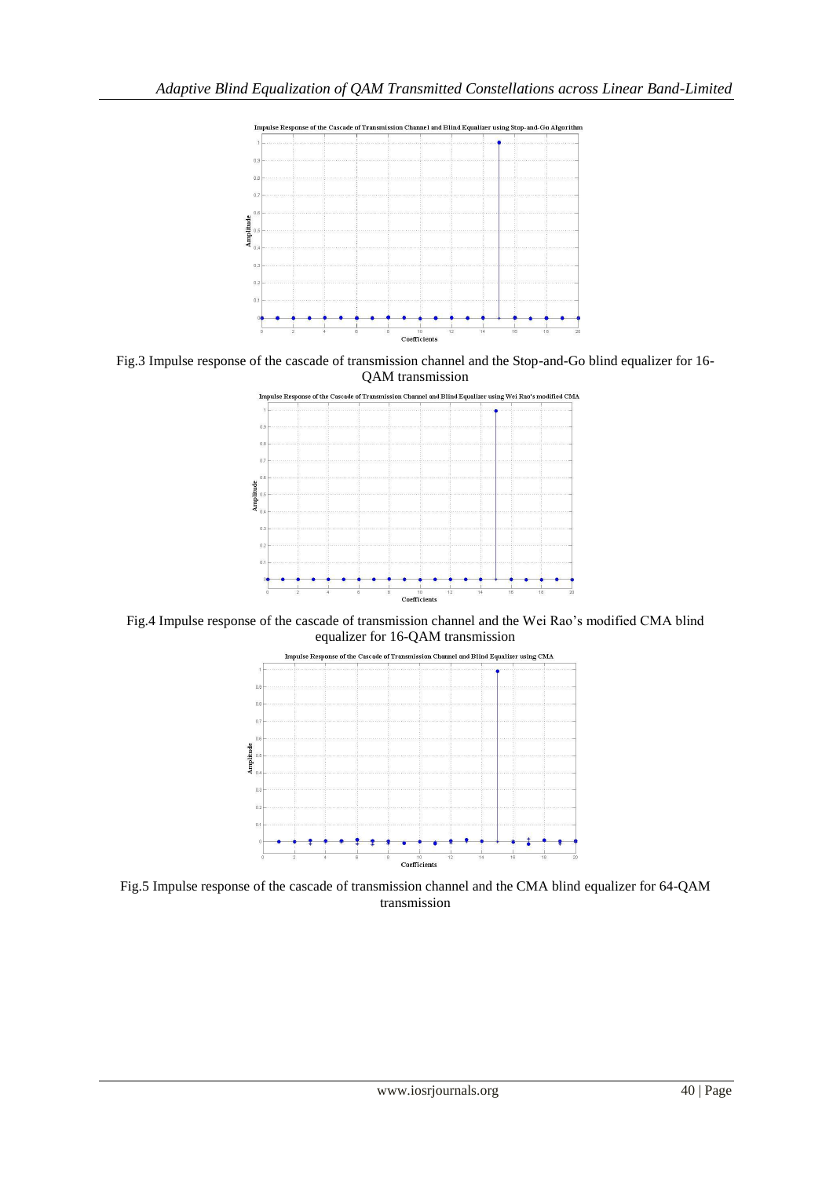Fig.3 Impulse response of the cascade of transmission channel and the Stop-and-Go blind equalizer for 16-QAM transmission

Fig.4 Impulse response of the cascade of transmission channel and the Wei Rao's modified CMA blind equalizer for 16-QAM transmission

Fig.5 Impulse response of the cascade of transmission channel and the CMA blind equalizer for 64-QAM transmission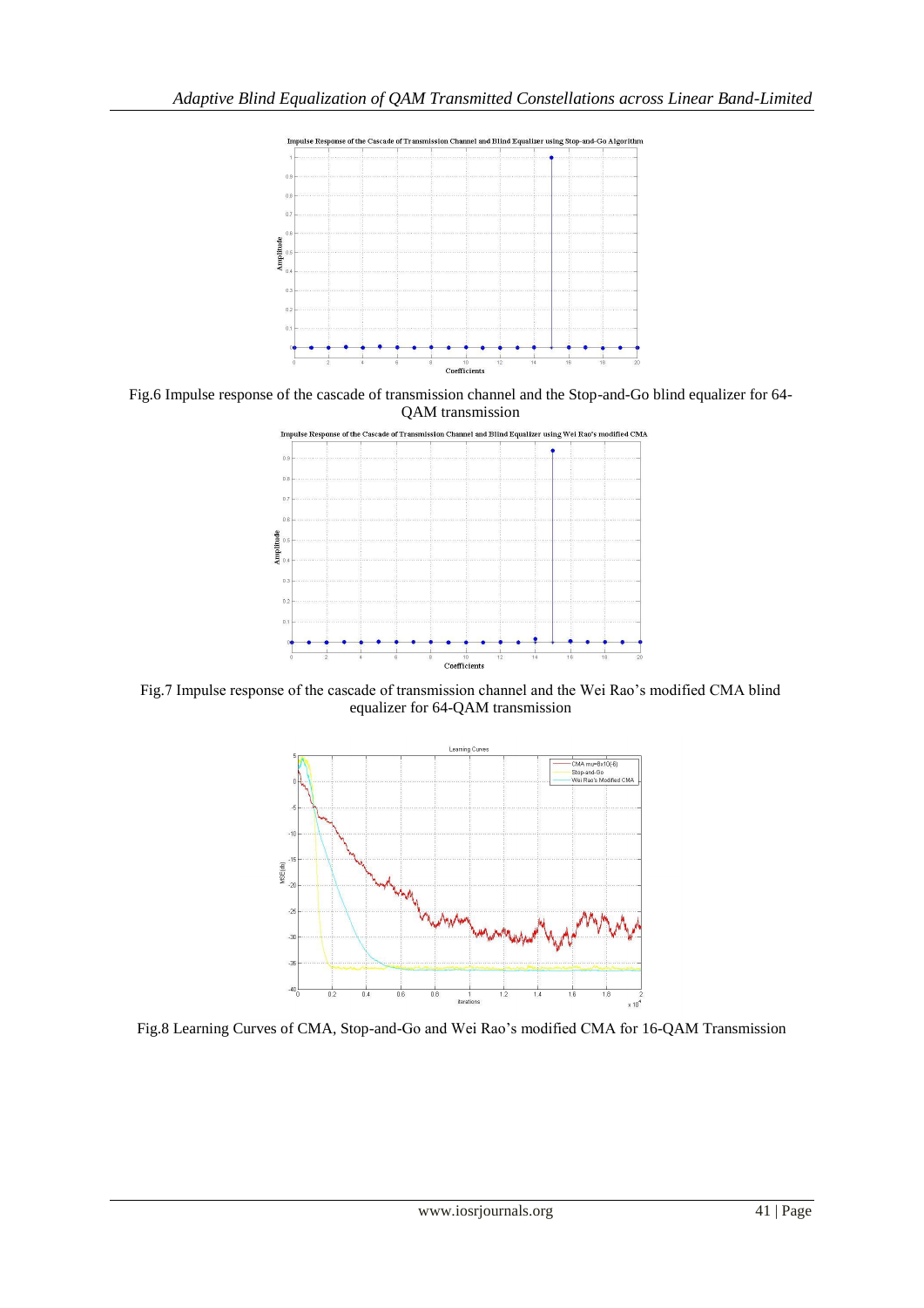Fig.6 Impulse response of the cascade of transmission channel and the Stop-and-Go blind equalizer for 64-QAM transmission

Fig.7 Impulse response of the cascade of transmission channel and the Wei Rao's modified CMA blind equalizer for 64-QAM transmission

Fig.8 Learning Curves of CMA, Stop-and-Go and Wei Rao's modified CMA for 16-QAM Transmission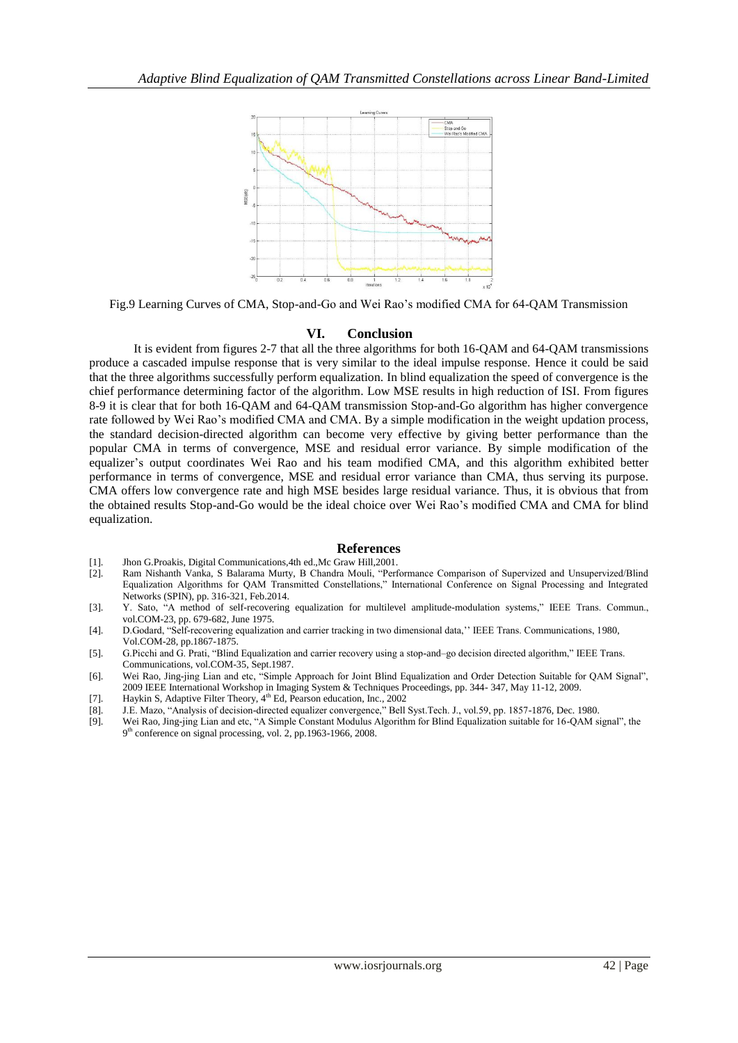Learning Curves

CMA
Stop-and-Go
Wei Rao's Modified CMA

20
15
10
5
0
-5
-10
-15
-20
-25

MSE(dB)

0
0.2
0.4
0.6
0.8
1
1.2
1.4
1.6
1.8
2

Iterations

x 10^4

Fig.9 Learning Curves of CMA, Stop-and-Go and Wei Rao's modified CMA for 64-QAM Transmission

## VI. Conclusion

It is evident from figures 2-7 that all the three algorithms for both 16-QAM and 64-QAM transmissions produce a cascaded impulse response that is very similar to the ideal impulse response. Hence it could be said that the three algorithms successfully perform equalization. In blind equalization the speed of convergence is the chief performance determining factor of the algorithm. Low MSE results in high reduction of ISI. From figures 8-9 it is clear that for both 16-QAM and 64-QAM transmission Stop-and-Go algorithm has higher convergence rate followed by Wei Rao's modified CMA and CMA. By a simple modification in the weight updation process, the standard decision-directed algorithm can become very effective by giving better performance than the popular CMA in terms of convergence, MSE and residual error variance. By simple modification of the equalizer's output coordinates Wei Rao and his team modified CMA, and this algorithm exhibited better performance in terms of convergence, MSE and residual error variance than CMA, thus serving its purpose. CMA offers low convergence rate and high MSE besides large residual variance. Thus, it is obvious that from the obtained results Stop-and-Go would be the ideal choice over Wei Rao's modified CMA and CMA for blind equalization.

## References

[1]. Jhon G.Proakis, Digital Communications,4th ed.,Mc Graw Hill,2001.

[2]. Ram Nishanth Vanka, S Balarama Murty, B Chandra Mouli, "Performance Comparison of Supervized and Unsupervized/Blind Equalization Algorithms for QAM Transmitted Constellations," International Conference on Signal Processing and Integrated Networks (SPIN), pp. 316-321, Feb.2014.

[3]. Y. Sato, "A method of self-recovering equalization for multilevel amplitude-modulation systems," IEEE Trans. Commun., vol.COM-23, pp. 679-682, June 1975.

[4]. D.Godard, "Self-recovering equalization and carrier tracking in two dimensional data,'' IEEE Trans. Communications, 1980, Vol.COM-28, pp.1867-1875.

[5]. G.Picchi and G. Prati, "Blind Equalization and carrier recovery using a stop-and–go decision directed algorithm," IEEE Trans. Communications, vol.COM-35, Sept.1987.

[6]. Wei Rao, Jing-jing Lian and etc, "Simple Approach for Joint Blind Equalization and Order Detection Suitable for QAM Signal", 2009 IEEE International Workshop in Imaging System & Techniques Proceedings, pp. 344- 347, May 11-12, 2009.

[7]. Haykin S, Adaptive Filter Theory, 4th Ed, Pearson education, Inc., 2002

[8]. J.E. Mazo, "Analysis of decision-directed equalizer convergence," Bell Syst.Tech. J., vol.59, pp. 1857-1876, Dec. 1980.

[9]. Wei Rao, Jing-jing Lian and etc, "A Simple Constant Modulus Algorithm for Blind Equalization suitable for 16-QAM signal", the 9th conference on signal processing, vol. 2, pp.1963-1966, 2008.